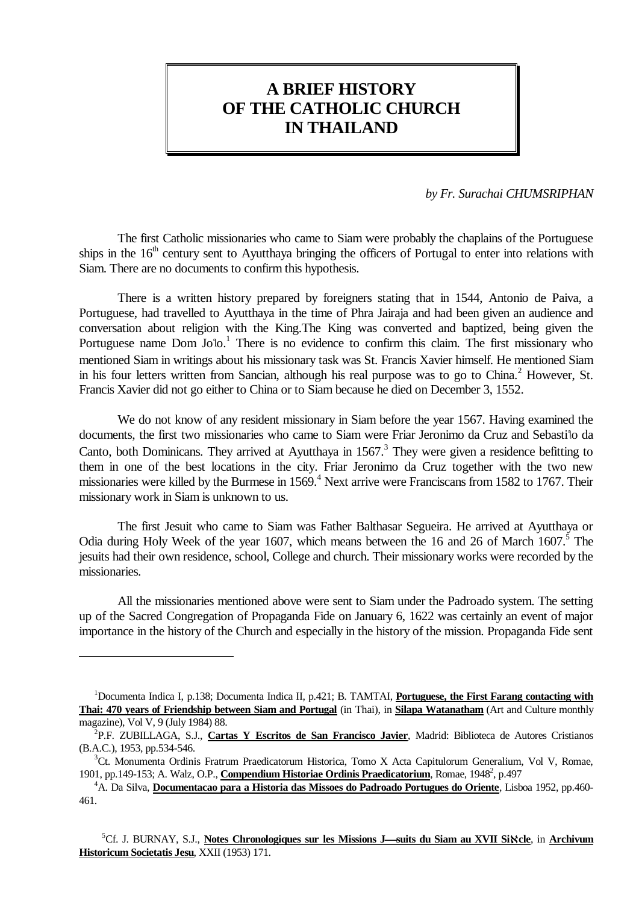# A BRIEF HISTORY OF THE CATHOLIC CHURCH IN THAILAND

*by Fr. Surachai CHUMSRIPHAN*

The first Catholic missionaries who came to Siam were probably the chaplains of the Portuguese ships in the 16th century sent to Ayutthaya bringing the officers of Portugal to enter into relations with Siam. There are no documents to confirm this hypothesis.

There is a written history prepared by foreigners stating that in 1544, Antonio de Paiva, a Portuguese, had travelled to Ayutthaya in the time of Phra Jairaja and had been given an audience and conversation about religion with the King.The King was converted and baptized, being given the Portuguese name Dom Jo٦o.[1] There is no evidence to confirm this claim. The first missionary who mentioned Siam in writings about his missionary task was St. Francis Xavier himself. He mentioned Siam in his four letters written from Sancian, although his real purpose was to go to China.[2] However, St. Francis Xavier did not go either to China or to Siam because he died on December 3, 1552.

We do not know of any resident missionary in Siam before the year 1567. Having examined the documents, the first two missionaries who came to Siam were Friar Jeronimo da Cruz and Sebasti٦o da Canto, both Dominicans. They arrived at Ayutthaya in 1567.[3] They were given a residence befitting to them in one of the best locations in the city. Friar Jeronimo da Cruz together with the two new missionaries were killed by the Burmese in 1569.[4] Next arrive were Franciscans from 1582 to 1767. Their missionary work in Siam is unknown to us.

The first Jesuit who came to Siam was Father Balthasar Segueira. He arrived at Ayutthaya or Odia during Holy Week of the year 1607, which means between the 16 and 26 of March 1607.[5] The jesuits had their own residence, school, College and church. Their missionary works were recorded by the missionaries.

All the missionaries mentioned above were sent to Siam under the Padroado system. The setting up of the Sacred Congregation of Propaganda Fide on January 6, 1622 was certainly an event of major importance in the history of the Church and especially in the history of the mission. Propaganda Fide sent

---

[1] Documenta Indica I, p.138; Documenta Indica II, p.421; B. TAMTAI, **Portuguese, the First Farang contacting with Thai: 470 years of Friendship between Siam and Portugal** (in Thai), in **Silapa Watanatham** (Art and Culture monthly magazine), Vol V, 9 (July 1984) 88.

[2] P.F. ZUBILLAGA, S.J., **Cartas Y Escritos de San Francisco Javier**, Madrid: Biblioteca de Autores Cristianos (B.A.C.), 1953, pp.534-546.

[3] Ct. Monumenta Ordinis Fratrum Praedicatorum Historica, Tomo X Acta Capitulorum Generalium, Vol V, Romae, 1901, pp.149-153; A. Walz, O.P., **Compendium Historiae Ordinis Praedicatorium**, Romae, 1948[2], p.497

[4] A. Da Silva, **Documentacao para a Historia das Missoes do Padroado Portugues do Oriente**, Lisboa 1952, pp.460-461.

[5] Cf. J. BURNAY, S.J., **Notes Chronologiques sur les Missions J—suits du Siam au XVII Siℵcle**, in **Archivum Historicum Societatis Jesu**, XXII (1953) 171.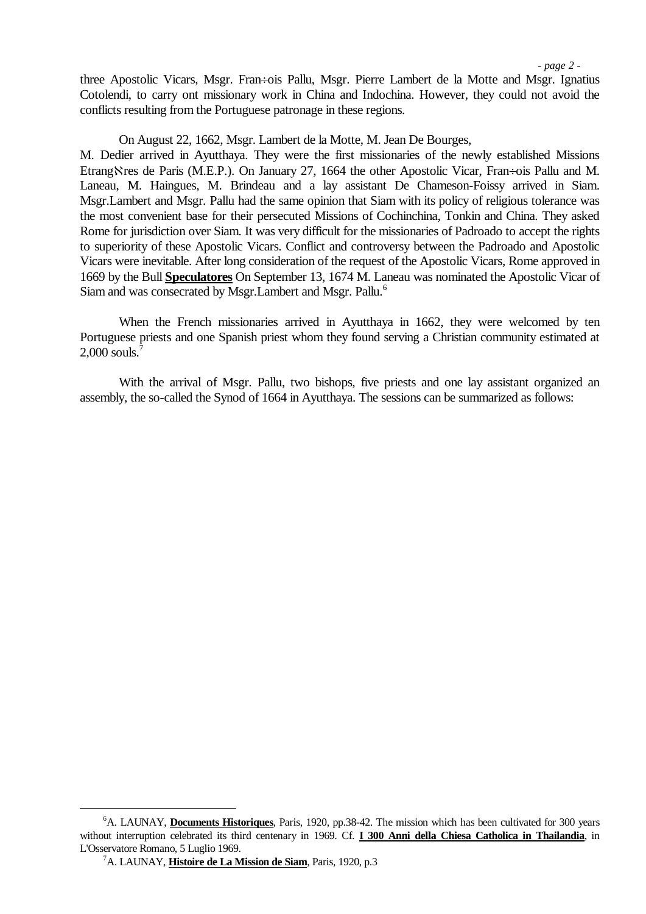three Apostolic Vicars, Msgr. Fran÷ois Pallu, Msgr. Pierre Lambert de la Motte and Msgr. Ignatius Cotolendi, to carry ont missionary work in China and Indochina. However, they could not avoid the conflicts resulting from the Portuguese patronage in these regions.

On August 22, 1662, Msgr. Lambert de la Motte, M. Jean De Bourges, M. Dedier arrived in Ayutthaya. They were the first missionaries of the newly established Missions Etrangℵres de Paris (M.E.P.). On January 27, 1664 the other Apostolic Vicar, Fran÷ois Pallu and M. Laneau, M. Haingues, M. Brindeau and a lay assistant De Chameson-Foissy arrived in Siam. Msgr.Lambert and Msgr. Pallu had the same opinion that Siam with its policy of religious tolerance was the most convenient base for their persecuted Missions of Cochinchina, Tonkin and China. They asked Rome for jurisdiction over Siam. It was very difficult for the missionaries of Padroado to accept the rights to superiority of these Apostolic Vicars. Conflict and controversy between the Padroado and Apostolic Vicars were inevitable. After long consideration of the request of the Apostolic Vicars, Rome approved in 1669 by the Bull **Speculatores** On September 13, 1674 M. Laneau was nominated the Apostolic Vicar of Siam and was consecrated by Msgr.Lambert and Msgr. Pallu.[6]

When the French missionaries arrived in Ayutthaya in 1662, they were welcomed by ten Portuguese priests and one Spanish priest whom they found serving a Christian community estimated at 2,000 souls.[7]

With the arrival of Msgr. Pallu, two bishops, five priests and one lay assistant organized an assembly, the so-called the Synod of 1664 in Ayutthaya. The sessions can be summarized as follows:

---

[6] A. LAUNAY, **Documents Historiques**, Paris, 1920, pp.38-42. The mission which has been cultivated for 300 years without interruption celebrated its third centenary in 1969. Cf. **I 300 Anni della Chiesa Catholica in Thailandia**, in L'Osservatore Romano, 5 Luglio 1969.

[7] A. LAUNAY, **Histoire de La Mission de Siam**, Paris, 1920, p.3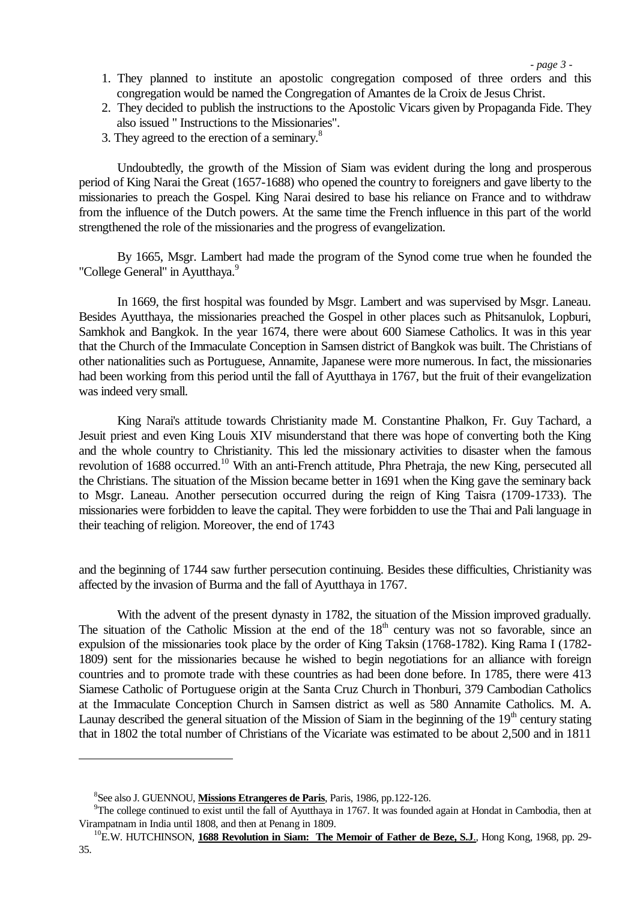1. They planned to institute an apostolic congregation composed of three orders and this congregation would be named the Congregation of Amantes de la Croix de Jesus Christ.
2. They decided to publish the instructions to the Apostolic Vicars given by Propaganda Fide. They also issued " Instructions to the Missionaries".
3. They agreed to the erection of a seminary.[8]

Undoubtedly, the growth of the Mission of Siam was evident during the long and prosperous period of King Narai the Great (1657-1688) who opened the country to foreigners and gave liberty to the missionaries to preach the Gospel. King Narai desired to base his reliance on France and to withdraw from the influence of the Dutch powers. At the same time the French influence in this part of the world strengthened the role of the missionaries and the progress of evangelization.

By 1665, Msgr. Lambert had made the program of the Synod come true when he founded the "College General" in Ayutthaya.[9]

In 1669, the first hospital was founded by Msgr. Lambert and was supervised by Msgr. Laneau. Besides Ayutthaya, the missionaries preached the Gospel in other places such as Phitsanulok, Lopburi, Samkhok and Bangkok. In the year 1674, there were about 600 Siamese Catholics. It was in this year that the Church of the Immaculate Conception in Samsen district of Bangkok was built. The Christians of other nationalities such as Portuguese, Annamite, Japanese were more numerous. In fact, the missionaries had been working from this period until the fall of Ayutthaya in 1767, but the fruit of their evangelization was indeed very small.

King Narai's attitude towards Christianity made M. Constantine Phalkon, Fr. Guy Tachard, a Jesuit priest and even King Louis XIV misunderstand that there was hope of converting both the King and the whole country to Christianity. This led the missionary activities to disaster when the famous revolution of 1688 occurred.[10] With an anti-French attitude, Phra Phetraja, the new King, persecuted all the Christians. The situation of the Mission became better in 1691 when the King gave the seminary back to Msgr. Laneau. Another persecution occurred during the reign of King Taisra (1709-1733). The missionaries were forbidden to leave the capital. They were forbidden to use the Thai and Pali language in their teaching of religion. Moreover, the end of 1743 and the beginning of 1744 saw further persecution continuing. Besides these difficulties, Christianity was affected by the invasion of Burma and the fall of Ayutthaya in 1767.

With the advent of the present dynasty in 1782, the situation of the Mission improved gradually. The situation of the Catholic Mission at the end of the 18th century was not so favorable, since an expulsion of the missionaries took place by the order of King Taksin (1768-1782). King Rama I (1782-1809) sent for the missionaries because he wished to begin negotiations for an alliance with foreign countries and to promote trade with these countries as had been done before. In 1785, there were 413 Siamese Catholic of Portuguese origin at the Santa Cruz Church in Thonburi, 379 Cambodian Catholics at the Immaculate Conception Church in Samsen district as well as 580 Annamite Catholics. M. A. Launay described the general situation of the Mission of Siam in the beginning of the 19th century stating that in 1802 the total number of Christians of the Vicariate was estimated to be about 2,500 and in 1811

---

[8] See also J. GUENNOU, **Missions Etrangeres de Paris**, Paris, 1986, pp.122-126.

[9] The college continued to exist until the fall of Ayutthaya in 1767. It was founded again at Hondat in Cambodia, then at Virampatnam in India until 1808, and then at Penang in 1809.

[10] E.W. HUTCHINSON, **1688 Revolution in Siam: The Memoir of Father de Beze, S.J.**, Hong Kong, 1968, pp. 29-35.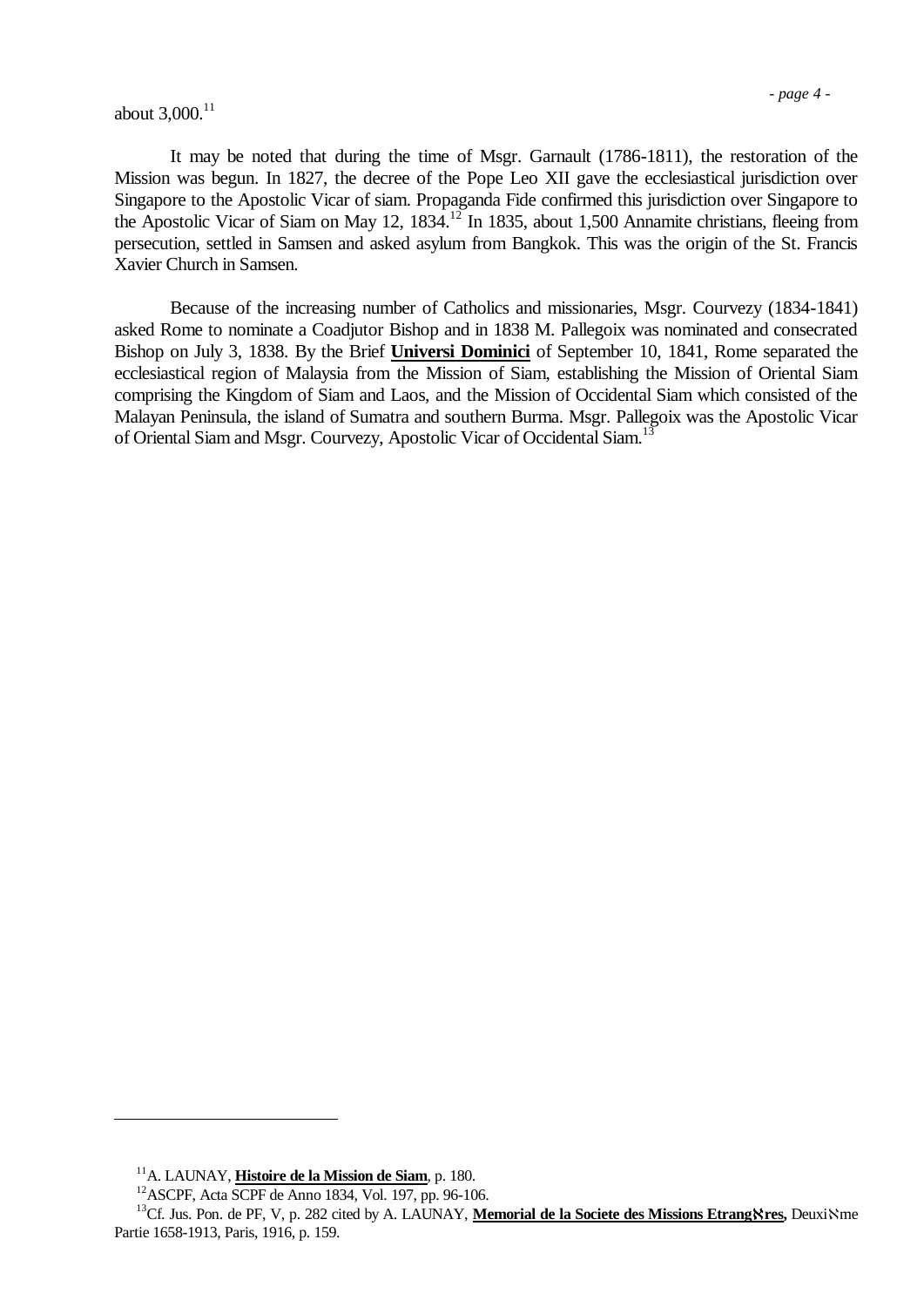about 3,000.[11]

It may be noted that during the time of Msgr. Garnault (1786-1811), the restoration of the Mission was begun. In 1827, the decree of the Pope Leo XII gave the ecclesiastical jurisdiction over Singapore to the Apostolic Vicar of siam. Propaganda Fide confirmed this jurisdiction over Singapore to the Apostolic Vicar of Siam on May 12, 1834.[12] In 1835, about 1,500 Annamite christians, fleeing from persecution, settled in Samsen and asked asylum from Bangkok. This was the origin of the St. Francis Xavier Church in Samsen.

Because of the increasing number of Catholics and missionaries, Msgr. Courvezy (1834-1841) asked Rome to nominate a Coadjutor Bishop and in 1838 M. Pallegoix was nominated and consecrated Bishop on July 3, 1838. By the Brief **Universi Dominici** of September 10, 1841, Rome separated the ecclesiastical region of Malaysia from the Mission of Siam, establishing the Mission of Oriental Siam comprising the Kingdom of Siam and Laos, and the Mission of Occidental Siam which consisted of the Malayan Peninsula, the island of Sumatra and southern Burma. Msgr. Pallegoix was the Apostolic Vicar of Oriental Siam and Msgr. Courvezy, Apostolic Vicar of Occidental Siam.[13]

---

[11] A. LAUNAY, **Histoire de la Mission de Siam**, p. 180.

[12] ASCPF, Acta SCPF de Anno 1834, Vol. 197, pp. 96-106.

[13] Cf. Jus. Pon. de PF, V, p. 282 cited by A. LAUNAY, **Memorial de la Societe des Missions Etrangères,** Deuxième Partie 1658-1913, Paris, 1916, p. 159.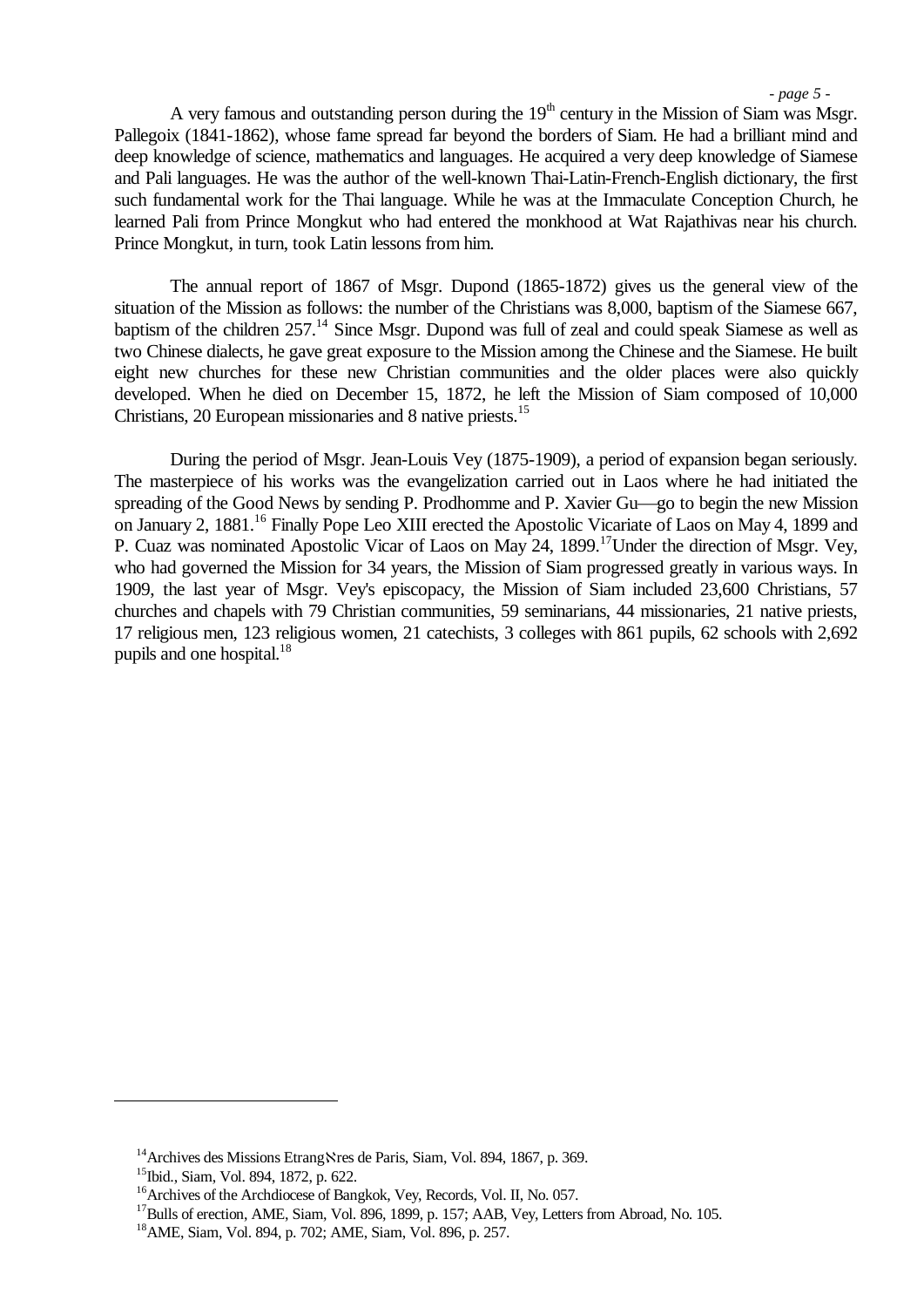A very famous and outstanding person during the 19th century in the Mission of Siam was Msgr. Pallegoix (1841-1862), whose fame spread far beyond the borders of Siam. He had a brilliant mind and deep knowledge of science, mathematics and languages. He acquired a very deep knowledge of Siamese and Pali languages. He was the author of the well-known Thai-Latin-French-English dictionary, the first such fundamental work for the Thai language. While he was at the Immaculate Conception Church, he learned Pali from Prince Mongkut who had entered the monkhood at Wat Rajathivas near his church. Prince Mongkut, in turn, took Latin lessons from him.

The annual report of 1867 of Msgr. Dupond (1865-1872) gives us the general view of the situation of the Mission as follows: the number of the Christians was 8,000, baptism of the Siamese 667, baptism of the children 257.[14] Since Msgr. Dupond was full of zeal and could speak Siamese as well as two Chinese dialects, he gave great exposure to the Mission among the Chinese and the Siamese. He built eight new churches for these new Christian communities and the older places were also quickly developed. When he died on December 15, 1872, he left the Mission of Siam composed of 10,000 Christians, 20 European missionaries and 8 native priests.[15]

During the period of Msgr. Jean-Louis Vey (1875-1909), a period of expansion began seriously. The masterpiece of his works was the evangelization carried out in Laos where he had initiated the spreading of the Good News by sending P. Prodhomme and P. Xavier Gu—go to begin the new Mission on January 2, 1881.[16] Finally Pope Leo XIII erected the Apostolic Vicariate of Laos on May 4, 1899 and P. Cuaz was nominated Apostolic Vicar of Laos on May 24, 1899.[17]Under the direction of Msgr. Vey, who had governed the Mission for 34 years, the Mission of Siam progressed greatly in various ways. In 1909, the last year of Msgr. Vey's episcopacy, the Mission of Siam included 23,600 Christians, 57 churches and chapels with 79 Christian communities, 59 seminarians, 44 missionaries, 21 native priests, 17 religious men, 123 religious women, 21 catechists, 3 colleges with 861 pupils, 62 schools with 2,692 pupils and one hospital.[18]

---

[14] Archives des Missions EtrangÈres de Paris, Siam, Vol. 894, 1867, p. 369.

[15] Ibid., Siam, Vol. 894, 1872, p. 622.

[16] Archives of the Archdiocese of Bangkok, Vey, Records, Vol. II, No. 057.

[17] Bulls of erection, AME, Siam, Vol. 896, 1899, p. 157; AAB, Vey, Letters from Abroad, No. 105.

[18] AME, Siam, Vol. 894, p. 702; AME, Siam, Vol. 896, p. 257.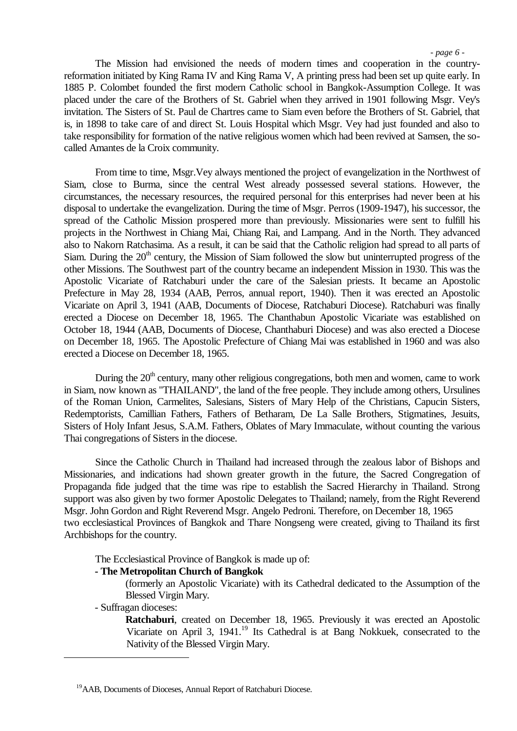The Mission had envisioned the needs of modern times and cooperation in the country-reformation initiated by King Rama IV and King Rama V, A printing press had been set up quite early. In 1885 P. Colombet founded the first modern Catholic school in Bangkok-Assumption College. It was placed under the care of the Brothers of St. Gabriel when they arrived in 1901 following Msgr. Vey's invitation. The Sisters of St. Paul de Chartres came to Siam even before the Brothers of St. Gabriel, that is, in 1898 to take care of and direct St. Louis Hospital which Msgr. Vey had just founded and also to take responsibility for formation of the native religious women which had been revived at Samsen, the so-called Amantes de la Croix community.

From time to time, Msgr.Vey always mentioned the project of evangelization in the Northwest of Siam, close to Burma, since the central West already possessed several stations. However, the circumstances, the necessary resources, the required personal for this enterprises had never been at his disposal to undertake the evangelization. During the time of Msgr. Perros (1909-1947), his successor, the spread of the Catholic Mission prospered more than previously. Missionaries were sent to fulfill his projects in the Northwest in Chiang Mai, Chiang Rai, and Lampang. And in the North. They advanced also to Nakorn Ratchasima. As a result, it can be said that the Catholic religion had spread to all parts of Siam. During the $20^{th}$ century, the Mission of Siam followed the slow but uninterrupted progress of the other Missions. The Southwest part of the country became an independent Mission in 1930. This was the Apostolic Vicariate of Ratchaburi under the care of the Salesian priests. It became an Apostolic Prefecture in May 28, 1934 (AAB, Perros, annual report, 1940). Then it was erected an Apostolic Vicariate on April 3, 1941 (AAB, Documents of Diocese, Ratchaburi Diocese). Ratchaburi was finally erected a Diocese on December 18, 1965. The Chanthabun Apostolic Vicariate was established on October 18, 1944 (AAB, Documents of Diocese, Chanthaburi Diocese) and was also erected a Diocese on December 18, 1965. The Apostolic Prefecture of Chiang Mai was established in 1960 and was also erected a Diocese on December 18, 1965.

During the $20^{th}$ century, many other religious congregations, both men and women, came to work in Siam, now known as "THAILAND", the land of the free people. They include among others, Ursulines of the Roman Union, Carmelites, Salesians, Sisters of Mary Help of the Christians, Capucin Sisters, Redemptorists, Camillian Fathers, Fathers of Betharam, De La Salle Brothers, Stigmatines, Jesuits, Sisters of Holy Infant Jesus, S.A.M. Fathers, Oblates of Mary Immaculate, without counting the various Thai congregations of Sisters in the diocese.

Since the Catholic Church in Thailand had increased through the zealous labor of Bishops and Missionaries, and indications had shown greater growth in the future, the Sacred Congregation of Propaganda fide judged that the time was ripe to establish the Sacred Hierarchy in Thailand. Strong support was also given by two former Apostolic Delegates to Thailand; namely, from the Right Reverend Msgr. John Gordon and Right Reverend Msgr. Angelo Pedroni. Therefore, on December 18, 1965 two ecclesiastical Provinces of Bangkok and Thare Nongseng were created, giving to Thailand its first Archbishops for the country.

The Ecclesiastical Province of Bangkok is made up of:

- **The Metropolitan Church of Bangkok**
  (formerly an Apostolic Vicariate) with its Cathedral dedicated to the Assumption of the Blessed Virgin Mary.
- Suffragan dioceses:
  **Ratchaburi**, created on December 18, 1965. Previously it was erected an Apostolic Vicariate on April 3, 1941.[19] Its Cathedral is at Bang Nokkuek, consecrated to the Nativity of the Blessed Virgin Mary.

[19] AAB, Documents of Dioceses, Annual Report of Ratchaburi Diocese.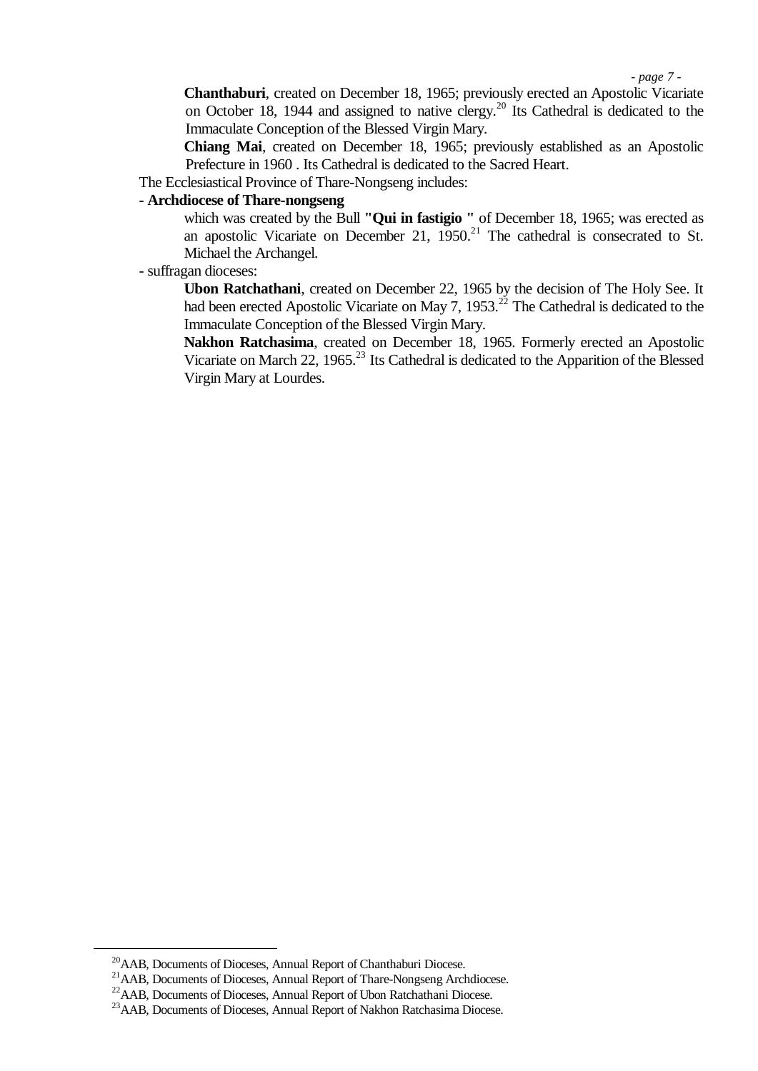**Chanthaburi**, created on December 18, 1965; previously erected an Apostolic Vicariate on October 18, 1944 and assigned to native clergy.[20] Its Cathedral is dedicated to the Immaculate Conception of the Blessed Virgin Mary.

**Chiang Mai**, created on December 18, 1965; previously established as an Apostolic Prefecture in 1960 . Its Cathedral is dedicated to the Sacred Heart.

The Ecclesiastical Province of Thare-Nongseng includes:

**- Archdiocese of Thare-nongseng**

which was created by the Bull **"Qui in fastigio "** of December 18, 1965; was erected as an apostolic Vicariate on December 21, 1950.[21] The cathedral is consecrated to St. Michael the Archangel.

- suffragan dioceses:

**Ubon Ratchathani**, created on December 22, 1965 by the decision of The Holy See. It had been erected Apostolic Vicariate on May 7, 1953.[22] The Cathedral is dedicated to the Immaculate Conception of the Blessed Virgin Mary.

**Nakhon Ratchasima**, created on December 18, 1965. Formerly erected an Apostolic Vicariate on March 22, 1965.[23] Its Cathedral is dedicated to the Apparition of the Blessed Virgin Mary at Lourdes.

---

[20] AAB, Documents of Dioceses, Annual Report of Chanthaburi Diocese.

[21] AAB, Documents of Dioceses, Annual Report of Thare-Nongseng Archdiocese.

[22] AAB, Documents of Dioceses, Annual Report of Ubon Ratchathani Diocese.

[23] AAB, Documents of Dioceses, Annual Report of Nakhon Ratchasima Diocese.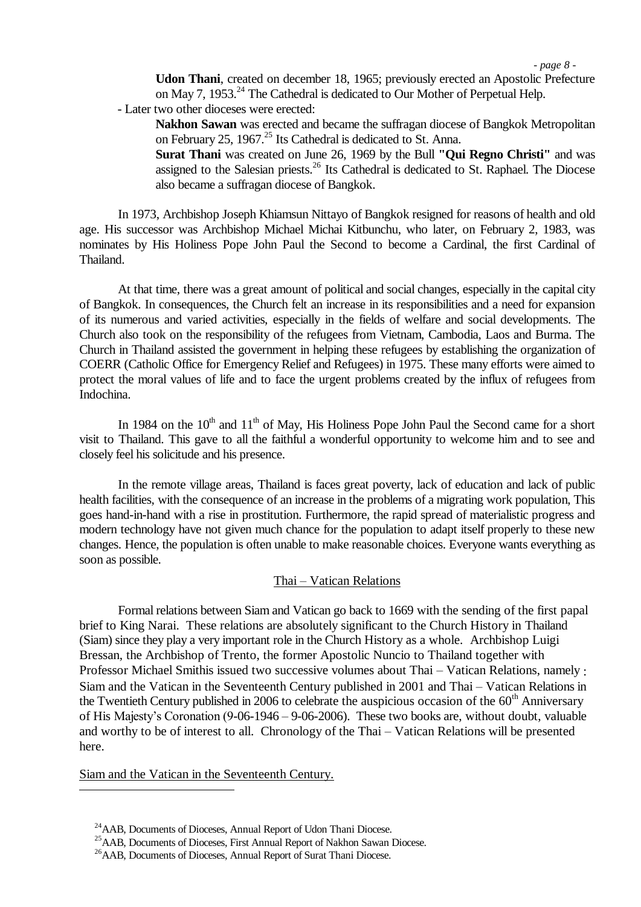**Udon Thani**, created on december 18, 1965; previously erected an Apostolic Prefecture on May 7, 1953.[24] The Cathedral is dedicated to Our Mother of Perpetual Help.

- Later two other dioceses were erected:

**Nakhon Sawan** was erected and became the suffragan diocese of Bangkok Metropolitan on February 25, 1967.[25] Its Cathedral is dedicated to St. Anna.

**Surat Thani** was created on June 26, 1969 by the Bull **"Qui Regno Christi"** and was assigned to the Salesian priests.[26] Its Cathedral is dedicated to St. Raphael. The Diocese also became a suffragan diocese of Bangkok.

In 1973, Archbishop Joseph Khiamsun Nittayo of Bangkok resigned for reasons of health and old age. His successor was Archbishop Michael Michai Kitbunchu, who later, on February 2, 1983, was nominates by His Holiness Pope John Paul the Second to become a Cardinal, the first Cardinal of Thailand.

At that time, there was a great amount of political and social changes, especially in the capital city of Bangkok. In consequences, the Church felt an increase in its responsibilities and a need for expansion of its numerous and varied activities, especially in the fields of welfare and social developments. The Church also took on the responsibility of the refugees from Vietnam, Cambodia, Laos and Burma. The Church in Thailand assisted the government in helping these refugees by establishing the organization of COERR (Catholic Office for Emergency Relief and Refugees) in 1975. These many efforts were aimed to protect the moral values of life and to face the urgent problems created by the influx of refugees from Indochina.

In 1984 on the 10th and 11th of May, His Holiness Pope John Paul the Second came for a short visit to Thailand. This gave to all the faithful a wonderful opportunity to welcome him and to see and closely feel his solicitude and his presence.

In the remote village areas, Thailand is faces great poverty, lack of education and lack of public health facilities, with the consequence of an increase in the problems of a migrating work population, This goes hand-in-hand with a rise in prostitution. Furthermore, the rapid spread of materialistic progress and modern technology have not given much chance for the population to adapt itself properly to these new changes. Hence, the population is often unable to make reasonable choices. Everyone wants everything as soon as possible.

## Thai – Vatican Relations

Formal relations between Siam and Vatican go back to 1669 with the sending of the first papal brief to King Narai. These relations are absolutely significant to the Church History in Thailand (Siam) since they play a very important role in the Church History as a whole. Archbishop Luigi Bressan, the Archbishop of Trento, the former Apostolic Nuncio to Thailand together with Professor Michael Smithis issued two successive volumes about Thai – Vatican Relations, namely : Siam and the Vatican in the Seventeenth Century published in 2001 and Thai – Vatican Relations in the Twentieth Century published in 2006 to celebrate the auspicious occasion of the 60th Anniversary of His Majesty's Coronation (9-06-1946 – 9-06-2006). These two books are, without doubt, valuable and worthy to be of interest to all. Chronology of the Thai – Vatican Relations will be presented here.

### Siam and the Vatican in the Seventeenth Century.

---

[24] AAB, Documents of Dioceses, Annual Report of Udon Thani Diocese.

[25] AAB, Documents of Dioceses, First Annual Report of Nakhon Sawan Diocese.

[26] AAB, Documents of Dioceses, Annual Report of Surat Thani Diocese.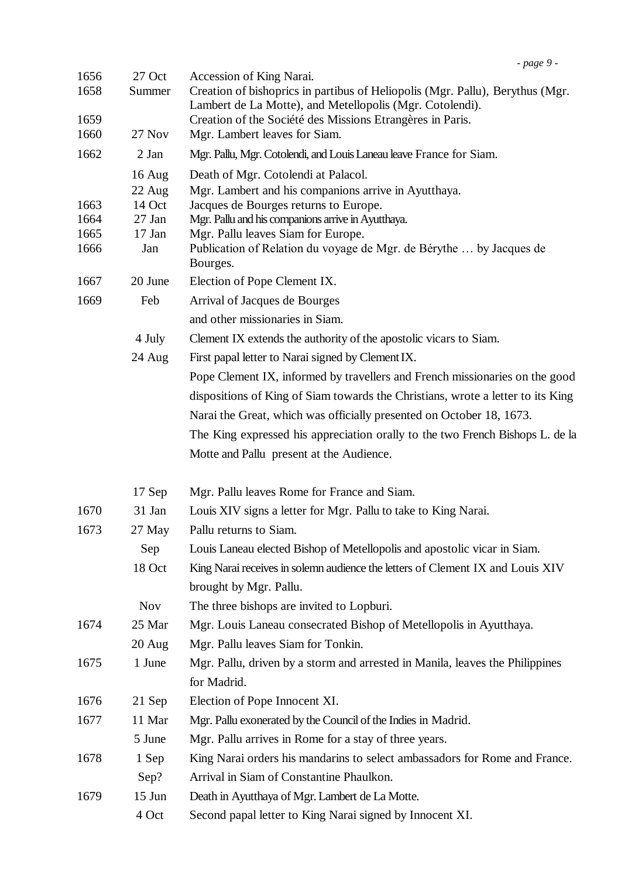| | | |
|---|---|---|
| 1656 | 27 Oct | Accession of King Narai. |
| 1658 | Summer | Creation of bishoprics in partibus of Heliopolis (Mgr. Pallu), Berythus (Mgr. Lambert de La Motte), and Metellopolis (Mgr. Cotolendi). |
| 1659 | | Creation of the Société des Missions Etrangères in Paris. |
| 1660 | 27 Nov | Mgr. Lambert leaves for Siam. |
| 1662 | 2 Jan | Mgr. Pallu, Mgr. Cotolendi, and Louis Laneau leave France for Siam. |
| | 16 Aug | Death of Mgr. Cotolendi at Palacol. |
| | 22 Aug | Mgr. Lambert and his companions arrive in Ayutthaya. |
| 1663 | 14 Oct | Jacques de Bourges returns to Europe. |
| 1664 | 27 Jan | Mgr. Pallu and his companions arrive in Ayutthaya. |
| 1665 | 17 Jan | Mgr. Pallu leaves Siam for Europe. |
| 1666 | Jan | Publication of Relation du voyage de Mgr. de Bérythe … by Jacques de Bourges. |
| 1667 | 20 June | Election of Pope Clement IX. |
| 1669 | Feb | Arrival of Jacques de Bourges and other missionaries in Siam. |
| | 4 July | Clement IX extends the authority of the apostolic vicars to Siam. |
| | 24 Aug | First papal letter to Narai signed by Clement IX. Pope Clement IX, informed by travellers and French missionaries on the good dispositions of King of Siam towards the Christians, wrote a letter to its King Narai the Great, which was officially presented on October 18, 1673. The King expressed his appreciation orally to the two French Bishops L. de la Motte and Pallu present at the Audience. |
| | 17 Sep | Mgr. Pallu leaves Rome for France and Siam. |
| 1670 | 31 Jan | Louis XIV signs a letter for Mgr. Pallu to take to King Narai. |
| 1673 | 27 May | Pallu returns to Siam. |
| | Sep | Louis Laneau elected Bishop of Metellopolis and apostolic vicar in Siam. |
| | 18 Oct | King Narai receives in solemn audience the letters of Clement IX and Louis XIV brought by Mgr. Pallu. |
| | Nov | The three bishops are invited to Lopburi. |
| 1674 | 25 Mar | Mgr. Louis Laneau consecrated Bishop of Metellopolis in Ayutthaya. |
| | 20 Aug | Mgr. Pallu leaves Siam for Tonkin. |
| 1675 | 1 June | Mgr. Pallu, driven by a storm and arrested in Manila, leaves the Philippines for Madrid. |
| 1676 | 21 Sep | Election of Pope Innocent XI. |
| 1677 | 11 Mar | Mgr. Pallu exonerated by the Council of the Indies in Madrid. |
| | 5 June | Mgr. Pallu arrives in Rome for a stay of three years. |
| 1678 | 1 Sep | King Narai orders his mandarins to select ambassadors for Rome and France. |
| | Sep? | Arrival in Siam of Constantine Phaulkon. |
| 1679 | 15 Jun | Death in Ayutthaya of Mgr. Lambert de La Motte. |
| | 4 Oct | Second papal letter to King Narai signed by Innocent XI. |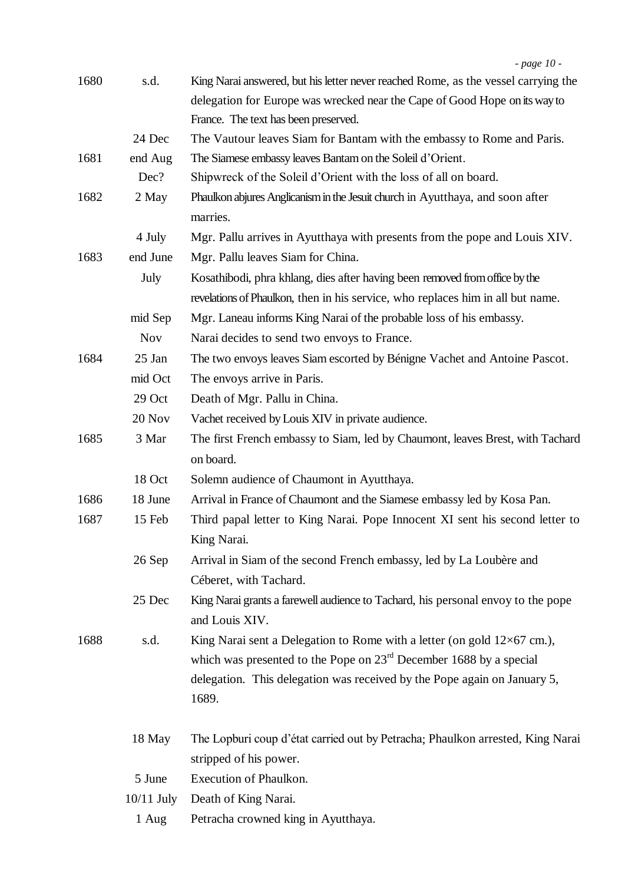| | | |
|---|---|---|
| 1680 | s.d. | King Narai answered, but his letter never reached Rome, as the vessel carrying the delegation for Europe was wrecked near the Cape of Good Hope on its way to France. The text has been preserved. |
| | 24 Dec | The Vautour leaves Siam for Bantam with the embassy to Rome and Paris. |
| 1681 | end Aug | The Siamese embassy leaves Bantam on the Soleil d'Orient. |
| | Dec? | Shipwreck of the Soleil d'Orient with the loss of all on board. |
| 1682 | 2 May | Phaulkon abjures Anglicanism in the Jesuit church in Ayutthaya, and soon after marries. |
| | 4 July | Mgr. Pallu arrives in Ayutthaya with presents from the pope and Louis XIV. |
| 1683 | end June | Mgr. Pallu leaves Siam for China. |
| | July | Kosathibodi, phra khlang, dies after having been removed from office by the revelations of Phaulkon, then in his service, who replaces him in all but name. |
| | mid Sep | Mgr. Laneau informs King Narai of the probable loss of his embassy. |
| | Nov | Narai decides to send two envoys to France. |
| 1684 | 25 Jan | The two envoys leaves Siam escorted by Bénigne Vachet and Antoine Pascot. |
| | mid Oct | The envoys arrive in Paris. |
| | 29 Oct | Death of Mgr. Pallu in China. |
| | 20 Nov | Vachet received by Louis XIV in private audience. |
| 1685 | 3 Mar | The first French embassy to Siam, led by Chaumont, leaves Brest, with Tachard on board. |
| | 18 Oct | Solemn audience of Chaumont in Ayutthaya. |
| 1686 | 18 June | Arrival in France of Chaumont and the Siamese embassy led by Kosa Pan. |
| 1687 | 15 Feb | Third papal letter to King Narai. Pope Innocent XI sent his second letter to King Narai. |
| | 26 Sep | Arrival in Siam of the second French embassy, led by La Loubère and Céberet, with Tachard. |
| | 25 Dec | King Narai grants a farewell audience to Tachard, his personal envoy to the pope and Louis XIV. |
| 1688 | s.d. | King Narai sent a Delegation to Rome with a letter (on gold 12×67 cm.), which was presented to the Pope on 23rd December 1688 by a special delegation. This delegation was received by the Pope again on January 5, 1689. |
| | 18 May | The Lopburi coup d'état carried out by Petracha; Phaulkon arrested, King Narai stripped of his power. |
| | 5 June | Execution of Phaulkon. |
| | 10/11 July | Death of King Narai. |
| | 1 Aug | Petracha crowned king in Ayutthaya. |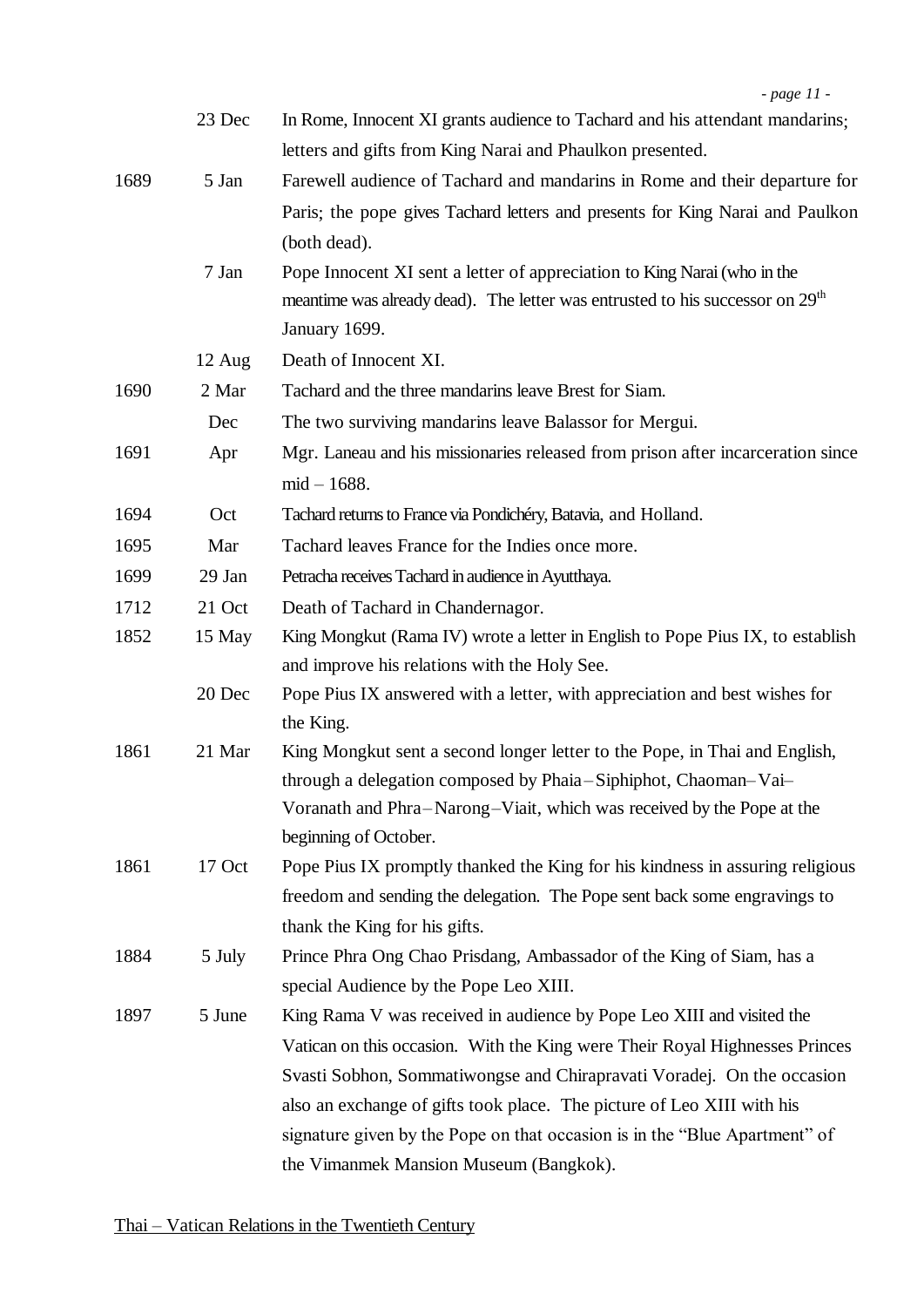| | | |
|---|---|---|
| | 23 Dec | In Rome, Innocent XI grants audience to Tachard and his attendant mandarins; letters and gifts from King Narai and Phaulkon presented. |
| 1689 | 5 Jan | Farewell audience of Tachard and mandarins in Rome and their departure for Paris; the pope gives Tachard letters and presents for King Narai and Paulkon (both dead). |
| | 7 Jan | Pope Innocent XI sent a letter of appreciation to King Narai (who in the meantime was already dead). The letter was entrusted to his successor on 29th January 1699. |
| | 12 Aug | Death of Innocent XI. |
| 1690 | 2 Mar | Tachard and the three mandarins leave Brest for Siam. |
| | Dec | The two surviving mandarins leave Balassor for Mergui. |
| 1691 | Apr | Mgr. Laneau and his missionaries released from prison after incarceration since mid – 1688. |
| 1694 | Oct | Tachard returns to France via Pondichéry, Batavia, and Holland. |
| 1695 | Mar | Tachard leaves France for the Indies once more. |
| 1699 | 29 Jan | Petracha receives Tachard in audience in Ayutthaya. |
| 1712 | 21 Oct | Death of Tachard in Chandernagor. |
| 1852 | 15 May | King Mongkut (Rama IV) wrote a letter in English to Pope Pius IX, to establish and improve his relations with the Holy See. |
| | 20 Dec | Pope Pius IX answered with a letter, with appreciation and best wishes for the King. |
| 1861 | 21 Mar | King Mongkut sent a second longer letter to the Pope, in Thai and English, through a delegation composed by Phaia – Siphiphot, Chaoman – Vai – Voranath and Phra – Narong – Viait, which was received by the Pope at the beginning of October. |
| 1861 | 17 Oct | Pope Pius IX promptly thanked the King for his kindness in assuring religious freedom and sending the delegation. The Pope sent back some engravings to thank the King for his gifts. |
| 1884 | 5 July | Prince Phra Ong Chao Prisdang, Ambassador of the King of Siam, has a special Audience by the Pope Leo XIII. |
| 1897 | 5 June | King Rama V was received in audience by Pope Leo XIII and visited the Vatican on this occasion. With the King were Their Royal Highnesses Princes Svasti Sobhon, Sommatiwongse and Chirapravati Voradej. On the occasion also an exchange of gifts took place. The picture of Leo XIII with his signature given by the Pope on that occasion is in the "Blue Apartment" of the Vimanmek Mansion Museum (Bangkok). |

<u>Thai – Vatican Relations in the Twentieth Century</u>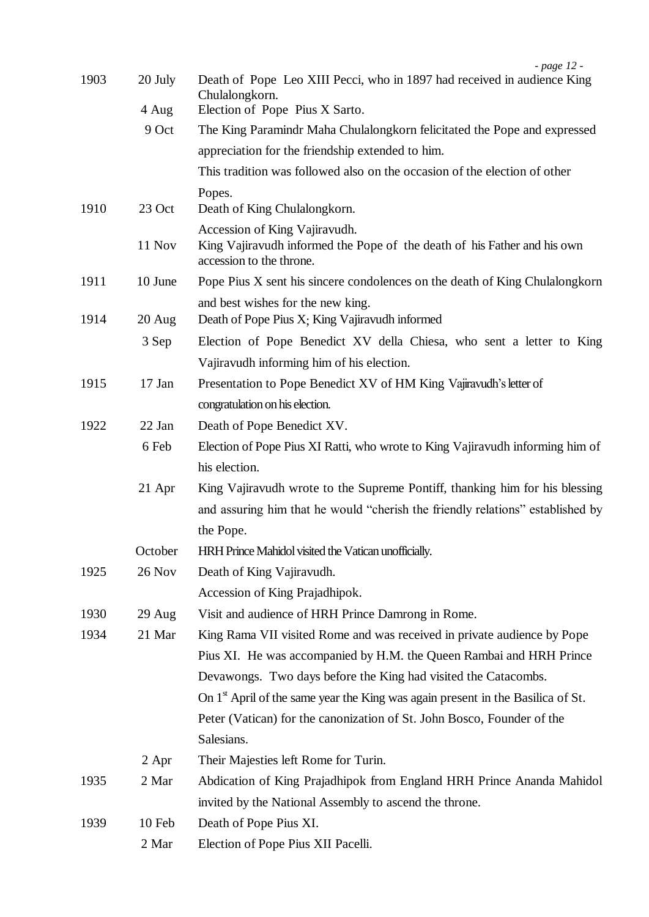| | | |
|---|---|---|
| 1903 | 20 July | Death of Pope Leo XIII Pecci, who in 1897 had received in audience King Chulalongkorn. |
| | 4 Aug | Election of Pope Pius X Sarto. |
| | 9 Oct | The King Paramindr Maha Chulalongkorn felicitated the Pope and expressed appreciation for the friendship extended to him. This tradition was followed also on the occasion of the election of other Popes. |
| 1910 | 23 Oct | Death of King Chulalongkorn. Accession of King Vajiravudh. |
| | 11 Nov | King Vajiravudh informed the Pope of the death of his Father and his own accession to the throne. |
| 1911 | 10 June | Pope Pius X sent his sincere condolences on the death of King Chulalongkorn and best wishes for the new king. |
| 1914 | 20 Aug | Death of Pope Pius X; King Vajiravudh informed |
| | 3 Sep | Election of Pope Benedict XV della Chiesa, who sent a letter to King Vajiravudh informing him of his election. |
| 1915 | 17 Jan | Presentation to Pope Benedict XV of HM King Vajiravudh's letter of congratulation on his election. |
| 1922 | 22 Jan | Death of Pope Benedict XV. |
| | 6 Feb | Election of Pope Pius XI Ratti, who wrote to King Vajiravudh informing him of his election. |
| | 21 Apr | King Vajiravudh wrote to the Supreme Pontiff, thanking him for his blessing and assuring him that he would "cherish the friendly relations" established by the Pope. |
| | October | HRH Prince Mahidol visited the Vatican unofficially. |
| 1925 | 26 Nov | Death of King Vajiravudh. Accession of King Prajadhipok. |
| 1930 | 29 Aug | Visit and audience of HRH Prince Damrong in Rome. |
| 1934 | 21 Mar | King Rama VII visited Rome and was received in private audience by Pope Pius XI. He was accompanied by H.M. the Queen Rambai and HRH Prince Devawongs. Two days before the King had visited the Catacombs. On 1st April of the same year the King was again present in the Basilica of St. Peter (Vatican) for the canonization of St. John Bosco, Founder of the Salesians. |
| | 2 Apr | Their Majesties left Rome for Turin. |
| 1935 | 2 Mar | Abdication of King Prajadhipok from England HRH Prince Ananda Mahidol invited by the National Assembly to ascend the throne. |
| 1939 | 10 Feb | Death of Pope Pius XI. |
| | 2 Mar | Election of Pope Pius XII Pacelli. |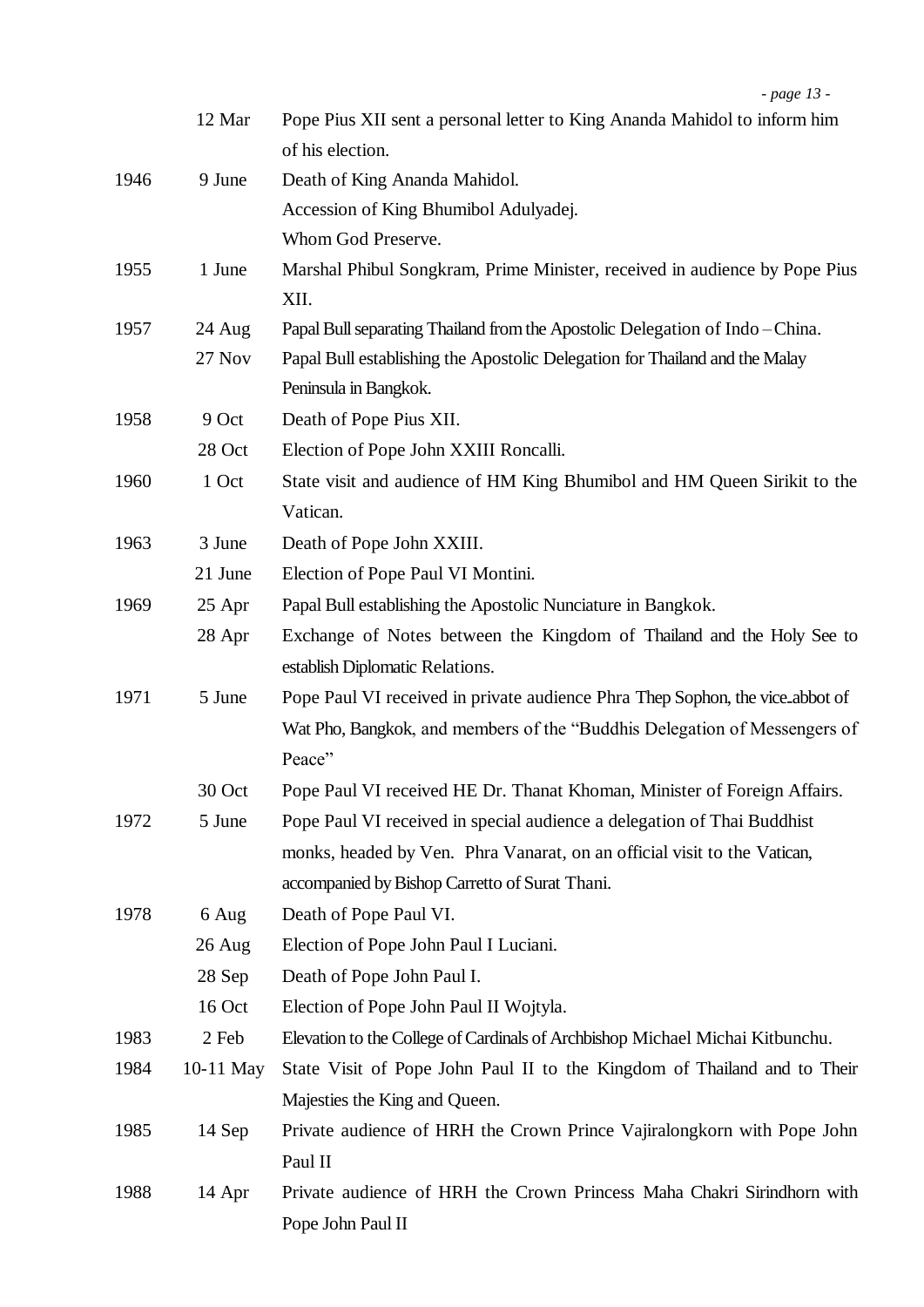| | | |
|---|---|---|
| | 12 Mar | Pope Pius XII sent a personal letter to King Ananda Mahidol to inform him of his election. |
| 1946 | 9 June | Death of King Ananda Mahidol. Accession of King Bhumibol Adulyadej. Whom God Preserve. |
| 1955 | 1 June | Marshal Phibul Songkram, Prime Minister, received in audience by Pope Pius XII. |
| 1957 | 24 Aug | Papal Bull separating Thailand from the Apostolic Delegation of Indo – China. |
| | 27 Nov | Papal Bull establishing the Apostolic Delegation for Thailand and the Malay Peninsula in Bangkok. |
| 1958 | 9 Oct | Death of Pope Pius XII. |
| | 28 Oct | Election of Pope John XXIII Roncalli. |
| 1960 | 1 Oct | State visit and audience of HM King Bhumibol and HM Queen Sirikit to the Vatican. |
| 1963 | 3 June | Death of Pope John XXIII. |
| | 21 June | Election of Pope Paul VI Montini. |
| 1969 | 25 Apr | Papal Bull establishing the Apostolic Nunciature in Bangkok. |
| | 28 Apr | Exchange of Notes between the Kingdom of Thailand and the Holy See to establish Diplomatic Relations. |
| 1971 | 5 June | Pope Paul VI received in private audience Phra Thep Sophon, the vice-abbot of Wat Pho, Bangkok, and members of the "Buddhis Delegation of Messengers of Peace" |
| | 30 Oct | Pope Paul VI received HE Dr. Thanat Khoman, Minister of Foreign Affairs. |
| 1972 | 5 June | Pope Paul VI received in special audience a delegation of Thai Buddhist monks, headed by Ven. Phra Vanarat, on an official visit to the Vatican, accompanied by Bishop Carretto of Surat Thani. |
| 1978 | 6 Aug | Death of Pope Paul VI. |
| | 26 Aug | Election of Pope John Paul I Luciani. |
| | 28 Sep | Death of Pope John Paul I. |
| | 16 Oct | Election of Pope John Paul II Wojtyla. |
| 1983 | 2 Feb | Elevation to the College of Cardinals of Archbishop Michael Michai Kitbunchu. |
| 1984 | 10-11 May | State Visit of Pope John Paul II to the Kingdom of Thailand and to Their Majesties the King and Queen. |
| 1985 | 14 Sep | Private audience of HRH the Crown Prince Vajiralongkorn with Pope John Paul II |
| 1988 | 14 Apr | Private audience of HRH the Crown Princess Maha Chakri Sirindhorn with Pope John Paul II |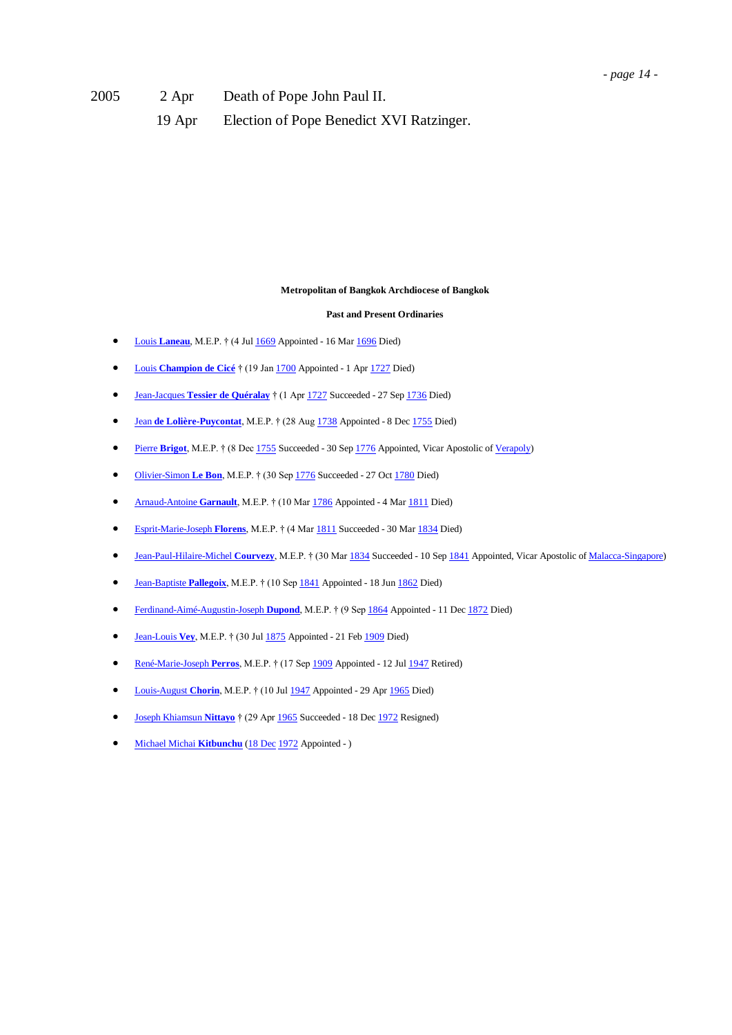| 2005 | 2 Apr | Death of Pope John Paul II. |
|---|---|---|
| | 19 Apr | Election of Pope Benedict XVI Ratzinger. |

**Metropolitan of Bangkok Archdiocese of Bangkok**

**Past and Present Ordinaries**

- Louis **Laneau**, M.E.P. † (4 Jul 1669 Appointed - 16 Mar 1696 Died)
- Louis **Champion de Cicé** † (19 Jan 1700 Appointed - 1 Apr 1727 Died)
- Jean-Jacques **Tessier de Quéralay** † (1 Apr 1727 Succeeded - 27 Sep 1736 Died)
- Jean **de Lolière-Puycontat**, M.E.P. † (28 Aug 1738 Appointed - 8 Dec 1755 Died)
- Pierre **Brigot**, M.E.P. † (8 Dec 1755 Succeeded - 30 Sep 1776 Appointed, Vicar Apostolic of Verapoly)
- Olivier-Simon **Le Bon**, M.E.P. † (30 Sep 1776 Succeeded - 27 Oct 1780 Died)
- Arnaud-Antoine **Garnault**, M.E.P. † (10 Mar 1786 Appointed - 4 Mar 1811 Died)
- Esprit-Marie-Joseph **Florens**, M.E.P. † (4 Mar 1811 Succeeded - 30 Mar 1834 Died)
- Jean-Paul-Hilaire-Michel **Courvezy**, M.E.P. † (30 Mar 1834 Succeeded - 10 Sep 1841 Appointed, Vicar Apostolic of Malacca-Singapore)
- Jean-Baptiste **Pallegoix**, M.E.P. † (10 Sep 1841 Appointed - 18 Jun 1862 Died)
- Ferdinand-Aimé-Augustin-Joseph **Dupond**, M.E.P. † (9 Sep 1864 Appointed - 11 Dec 1872 Died)
- Jean-Louis **Vey**, M.E.P. † (30 Jul 1875 Appointed - 21 Feb 1909 Died)
- René-Marie-Joseph **Perros**, M.E.P. † (17 Sep 1909 Appointed - 12 Jul 1947 Retired)
- Louis-August **Chorin**, M.E.P. † (10 Jul 1947 Appointed - 29 Apr 1965 Died)
- Joseph Khiamsun **Nittayo** † (29 Apr 1965 Succeeded - 18 Dec 1972 Resigned)
- Michael Michai **Kitbunchu** (18 Dec 1972 Appointed - )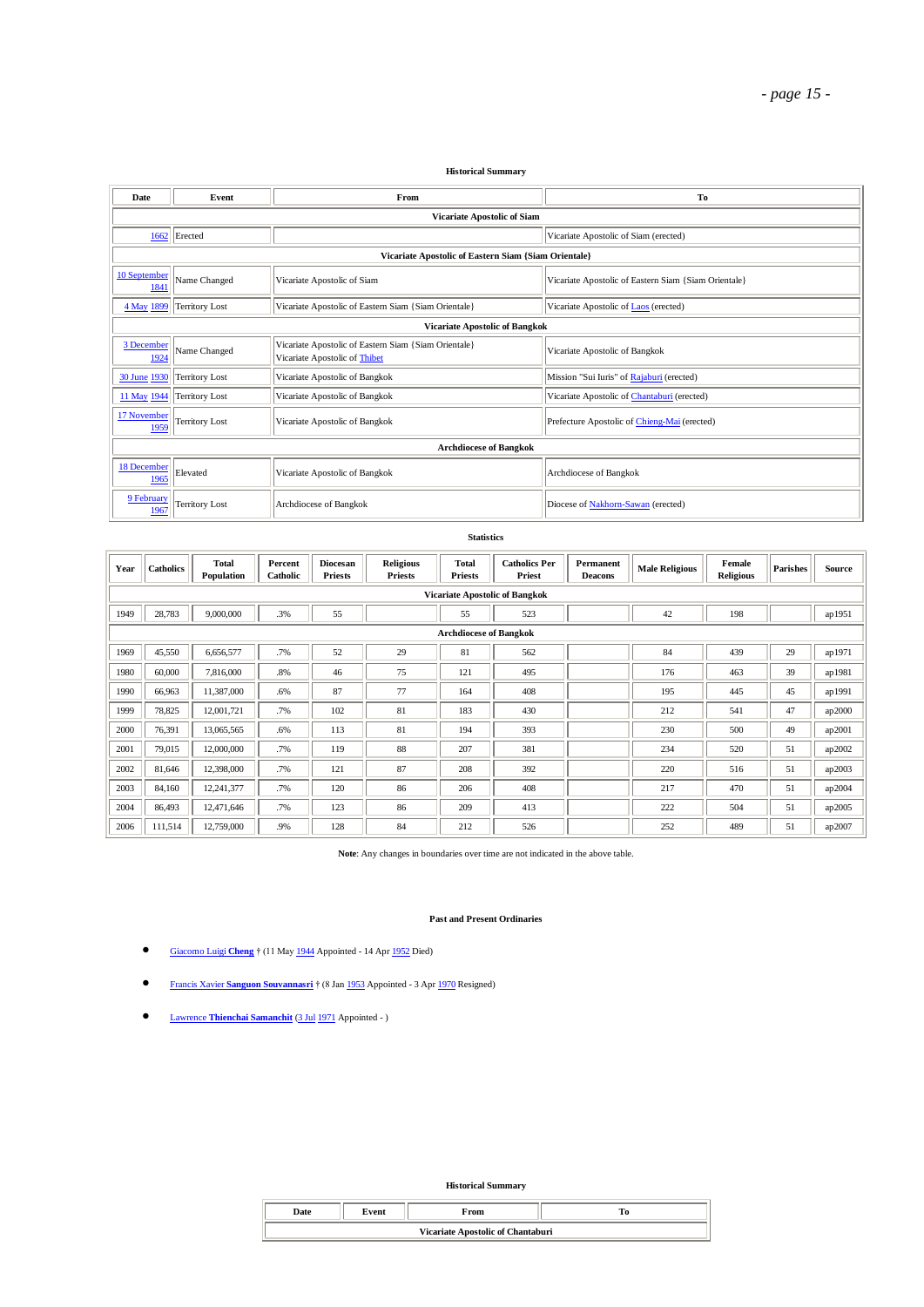### Historical Summary

| Date | Event | From | To |
|---|---|---|---|
| **Vicariate Apostolic of Siam** | | | |
| 1662 | Erected | | Vicariate Apostolic of Siam (erected) |
| **Vicariate Apostolic of Eastern Siam {Siam Orientale}** | | | |
| 10 September 1841 | Name Changed | Vicariate Apostolic of Siam | Vicariate Apostolic of Eastern Siam {Siam Orientale} |
| 4 May 1899 | Territory Lost | Vicariate Apostolic of Eastern Siam {Siam Orientale} | Vicariate Apostolic of Laos (erected) |
| **Vicariate Apostolic of Bangkok** | | | |
| 3 December 1924 | Name Changed | Vicariate Apostolic of Eastern Siam {Siam Orientale}<br>Vicariate Apostolic of Thibet | Vicariate Apostolic of Bangkok |
| 30 June 1930 | Territory Lost | Vicariate Apostolic of Bangkok | Mission "Sui Iuris" of Rajaburi (erected) |
| 11 May 1944 | Territory Lost | Vicariate Apostolic of Bangkok | Vicariate Apostolic of Chantaburi (erected) |
| 17 November 1959 | Territory Lost | Vicariate Apostolic of Bangkok | Prefecture Apostolic of Chieng-Mai (erected) |
| **Archdiocese of Bangkok** | | | |
| 18 December 1965 | Elevated | Vicariate Apostolic of Bangkok | Archdiocese of Bangkok |
| 9 February 1967 | Territory Lost | Archdiocese of Bangkok | Diocese of Nakhorn-Sawan (erected) |

### Statistics

| Year | Catholics | Total Population | Percent Catholic | Diocesan Priests | Religious Priests | Total Priests | Catholics Per Priest | Permanent Deacons | Male Religious | Female Religious | Parishes | Source |
|---|---|---|---|---|---|---|---|---|---|---|---|---|
| **Vicariate Apostolic of Bangkok** | | | | | | | | | | | | |
| 1949 | 28,783 | 9,000,000 | .3% | 55 | | 55 | 523 | | 42 | 198 | | ap1951 |
| **Archdiocese of Bangkok** | | | | | | | | | | | | |
| 1969 | 45,550 | 6,656,577 | .7% | 52 | 29 | 81 | 562 | | 84 | 439 | 29 | ap1971 |
| 1980 | 60,000 | 7,816,000 | .8% | 46 | 75 | 121 | 495 | | 176 | 463 | 39 | ap1981 |
| 1990 | 66,963 | 11,387,000 | .6% | 87 | 77 | 164 | 408 | | 195 | 445 | 45 | ap1991 |
| 1999 | 78,825 | 12,001,721 | .7% | 102 | 81 | 183 | 430 | | 212 | 541 | 47 | ap2000 |
| 2000 | 76,391 | 13,065,565 | .6% | 113 | 81 | 194 | 393 | | 230 | 500 | 49 | ap2001 |
| 2001 | 79,015 | 12,000,000 | .7% | 119 | 88 | 207 | 381 | | 234 | 520 | 51 | ap2002 |
| 2002 | 81,646 | 12,398,000 | .7% | 121 | 87 | 208 | 392 | | 220 | 516 | 51 | ap2003 |
| 2003 | 84,160 | 12,241,377 | .7% | 120 | 86 | 206 | 408 | | 217 | 470 | 51 | ap2004 |
| 2004 | 86,493 | 12,471,646 | .7% | 123 | 86 | 209 | 413 | | 222 | 504 | 51 | ap2005 |
| 2006 | 111,514 | 12,759,000 | .9% | 128 | 84 | 212 | 526 | | 252 | 489 | 51 | ap2007 |

**Note**: Any changes in boundaries over time are not indicated in the above table.

### Past and Present Ordinaries

- Giacomo Luigi **Cheng** † (11 May 1944 Appointed - 14 Apr 1952 Died)
- Francis Xavier **Sanguon Souvannasri** † (8 Jan 1953 Appointed - 3 Apr 1970 Resigned)
- Lawrence **Thienchai Samanchit** (3 Jul 1971 Appointed - )

### Historical Summary

| Date | Event | From | To |
|---|---|---|---|
| **Vicariate Apostolic of Chantaburi** | | | |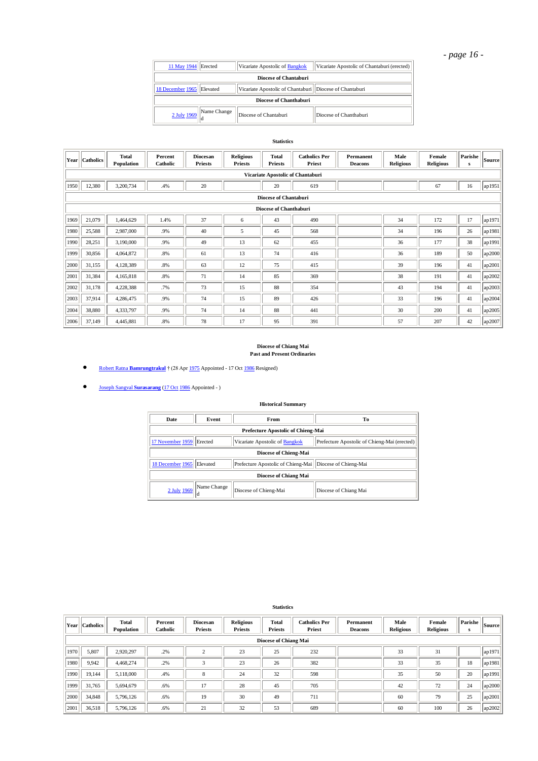| | | | |
|---|---|---|---|
| 11 May 1944 | Erected | Vicariate Apostolic of Bangkok | Vicariate Apostolic of Chantaburi (erected) |
| **Diocese of Chantaburi** | | | |
| 18 December 1965 | Elevated | Vicariate Apostolic of Chantaburi | Diocese of Chantaburi |
| **Diocese of Chanthaburi** | | | |
| 2 July 1969 | Name Changed | Diocese of Chantaburi | Diocese of Chanthaburi |

**Statistics**

| Year | Catholics | Total Population | Percent Catholic | Diocesan Priests | Religious Priests | Total Priests | Catholics Per Priest | Permanent Deacons | Male Religious | Female Religious | Parishes | Source |
|---|---|---|---|---|---|---|---|---|---|---|---|---|
| **Vicariate Apostolic of Chantaburi** | | | | | | | | | | | | |
| 1950 | 12,380 | 3,200,734 | .4% | 20 | | 20 | 619 | | | 67 | 16 | ap1951 |
| **Diocese of Chantaburi** | | | | | | | | | | | | |
| **Diocese of Chanthaburi** | | | | | | | | | | | | |
| 1969 | 21,079 | 1,464,629 | 1.4% | 37 | 6 | 43 | 490 | | 34 | 172 | 17 | ap1971 |
| 1980 | 25,588 | 2,987,000 | .9% | 40 | 5 | 45 | 568 | | 34 | 196 | 26 | ap1981 |
| 1990 | 28,251 | 3,190,000 | .9% | 49 | 13 | 62 | 455 | | 36 | 177 | 38 | ap1991 |
| 1999 | 30,856 | 4,064,872 | .8% | 61 | 13 | 74 | 416 | | 36 | 189 | 50 | ap2000 |
| 2000 | 31,155 | 4,128,389 | .8% | 63 | 12 | 75 | 415 | | 39 | 196 | 41 | ap2001 |
| 2001 | 31,384 | 4,165,818 | .8% | 71 | 14 | 85 | 369 | | 38 | 191 | 41 | ap2002 |
| 2002 | 31,178 | 4,228,388 | .7% | 73 | 15 | 88 | 354 | | 43 | 194 | 41 | ap2003 |
| 2003 | 37,914 | 4,286,475 | .9% | 74 | 15 | 89 | 426 | | 33 | 196 | 41 | ap2004 |
| 2004 | 38,880 | 4,333,797 | .9% | 74 | 14 | 88 | 441 | | 30 | 200 | 41 | ap2005 |
| 2006 | 37,149 | 4,445,881 | .8% | 78 | 17 | 95 | 391 | | 57 | 207 | 42 | ap2007 |

## Diocese of Chiang Mai

### Past and Present Ordinaries

- Robert Ratna **Bamrungtrakul** † (28 Apr 1975 Appointed - 17 Oct 1986 Resigned)
- Joseph Sangval **Surasarang** (17 Oct 1986 Appointed - )

**Historical Summary**

| Date | Event | From | To |
|---|---|---|---|
| **Prefecture Apostolic of Chieng-Mai** | | | |
| 17 November 1959 | Erected | Vicariate Apostolic of Bangkok | Prefecture Apostolic of Chieng-Mai (erected) |
| **Diocese of Chieng-Mai** | | | |
| 18 December 1965 | Elevated | Prefecture Apostolic of Chieng-Mai | Diocese of Chieng-Mai |
| **Diocese of Chiang Mai** | | | |
| 2 July 1969 | Name Changed | Diocese of Chieng-Mai | Diocese of Chiang Mai |

**Statistics**

| Year | Catholics | Total Population | Percent Catholic | Diocesan Priests | Religious Priests | Total Priests | Catholics Per Priest | Permanent Deacons | Male Religious | Female Religious | Parishes | Source |
|---|---|---|---|---|---|---|---|---|---|---|---|---|
| **Diocese of Chiang Mai** | | | | | | | | | | | | |
| 1970 | 5,807 | 2,920,297 | .2% | 2 | 23 | 25 | 232 | | 33 | 31 | | ap1971 |
| 1980 | 9,942 | 4,468,274 | .2% | 3 | 23 | 26 | 382 | | 33 | 35 | 18 | ap1981 |
| 1990 | 19,144 | 5,118,000 | .4% | 8 | 24 | 32 | 598 | | 35 | 50 | 20 | ap1991 |
| 1999 | 31,765 | 5,694,679 | .6% | 17 | 28 | 45 | 705 | | 42 | 72 | 24 | ap2000 |
| 2000 | 34,848 | 5,796,126 | .6% | 19 | 30 | 49 | 711 | | 60 | 79 | 25 | ap2001 |
| 2001 | 36,518 | 5,796,126 | .6% | 21 | 32 | 53 | 689 | | 60 | 100 | 26 | ap2002 |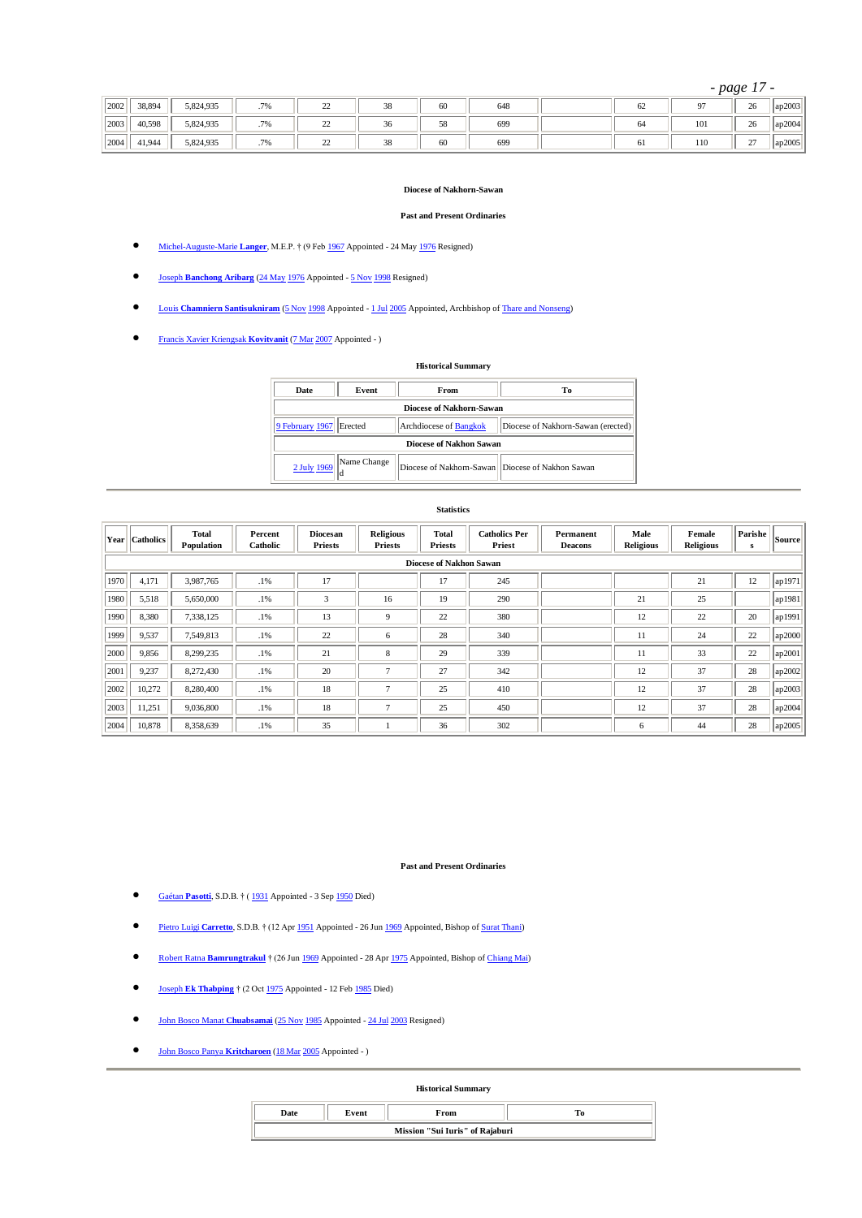| 2002 | 38,894 | 5,824,935 | .7% | 22 | 38 | 60 | 648 | | 62 | 97 | 26 | ap2003 |
|---|---|---|---|---|---|---|---|---|---|---|---|---|
| 2003 | 40,598 | 5,824,935 | .7% | 22 | 36 | 58 | 699 | | 64 | 101 | 26 | ap2004 |
| 2004 | 41,944 | 5,824,935 | .7% | 22 | 38 | 60 | 699 | | 61 | 110 | 27 | ap2005 |

**Diocese of Nakhorn-Sawan**

**Past and Present Ordinaries**

- Michel-Auguste-Marie **Langer**, M.E.P. † (9 Feb 1967 Appointed - 24 May 1976 Resigned)
- Joseph **Banchong Aribarg** (24 May 1976 Appointed - 5 Nov 1998 Resigned)
- Louis **Chamniern Santisukniram** (5 Nov 1998 Appointed - 1 Jul 2005 Appointed, Archbishop of Thare and Nonseng)
- Francis Xavier Kriengsak **Kovitvanit** (7 Mar 2007 Appointed - )

**Historical Summary**

| Date | Event | From | To |
|---|---|---|---|
| **Diocese of Nakhorn-Sawan** | | | |
| 9 February 1967 | Erected | Archdiocese of Bangkok | Diocese of Nakhorn-Sawan (erected) |
| **Diocese of Nakhon Sawan** | | | |
| 2 July 1969 | Name Changed | Diocese of Nakhorn-Sawan | Diocese of Nakhon Sawan |

**Statistics**

| Year | Catholics | Total Population | Percent Catholic | Diocesan Priests | Religious Priests | Total Priests | Catholics Per Priest | Permanent Deacons | Male Religious | Female Religious | Parishes | Source |
|---|---|---|---|---|---|---|---|---|---|---|---|---|
| **Diocese of Nakhon Sawan** | | | | | | | | | | | | |
| 1970 | 4,171 | 3,987,765 | .1% | 17 | | 17 | 245 | | | 21 | 12 | ap1971 |
| 1980 | 5,518 | 5,650,000 | .1% | 3 | 16 | 19 | 290 | | 21 | 25 | | ap1981 |
| 1990 | 8,380 | 7,338,125 | .1% | 13 | 9 | 22 | 380 | | 12 | 22 | 20 | ap1991 |
| 1999 | 9,537 | 7,549,813 | .1% | 22 | 6 | 28 | 340 | | 11 | 24 | 22 | ap2000 |
| 2000 | 9,856 | 8,299,235 | .1% | 21 | 8 | 29 | 339 | | 11 | 33 | 22 | ap2001 |
| 2001 | 9,237 | 8,272,430 | .1% | 20 | 7 | 27 | 342 | | 12 | 37 | 28 | ap2002 |
| 2002 | 10,272 | 8,280,400 | .1% | 18 | 7 | 25 | 410 | | 12 | 37 | 28 | ap2003 |
| 2003 | 11,251 | 9,036,800 | .1% | 18 | 7 | 25 | 450 | | 12 | 37 | 28 | ap2004 |
| 2004 | 10,878 | 8,358,639 | .1% | 35 | 1 | 36 | 302 | | 6 | 44 | 28 | ap2005 |

**Past and Present Ordinaries**

- Gaétan **Pasotti**, S.D.B. † ( 1931 Appointed - 3 Sep 1950 Died)
- Pietro Luigi **Carretto**, S.D.B. † (12 Apr 1951 Appointed - 26 Jun 1969 Appointed, Bishop of Surat Thani)
- Robert Ratna **Bamrungtrakul** † (26 Jun 1969 Appointed - 28 Apr 1975 Appointed, Bishop of Chiang Mai)
- Joseph **Ek Thabping** † (2 Oct 1975 Appointed - 12 Feb 1985 Died)
- John Bosco Manat **Chuabsamai** (25 Nov 1985 Appointed - 24 Jul 2003 Resigned)
- John Bosco Panya **Kritcharoen** (18 Mar 2005 Appointed - )

**Historical Summary**

| Date | Event | From | To |
|---|---|---|---|
| **Mission "Sui Iuris" of Rajaburi** | | | |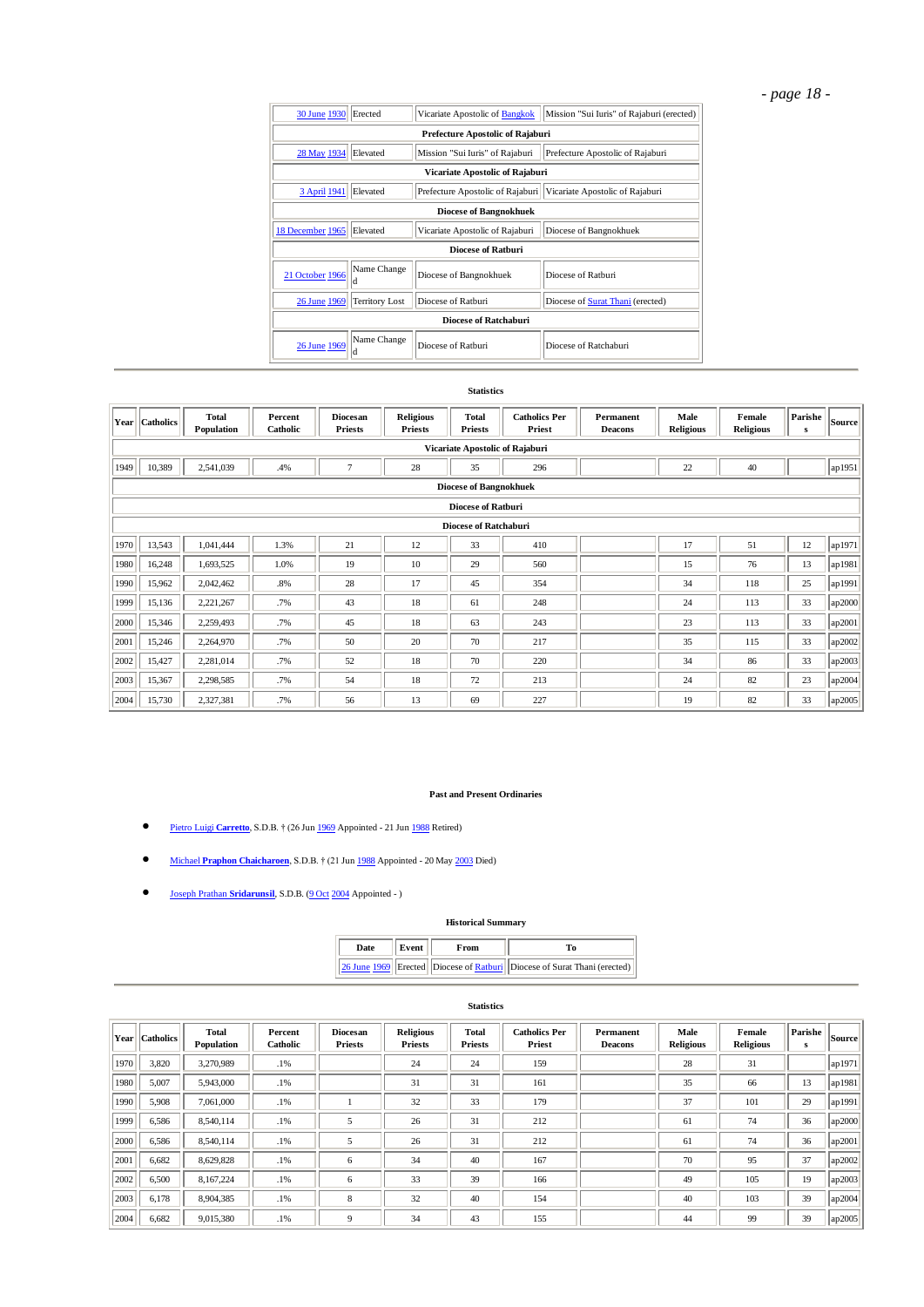| | | | |
|---|---|---|---|
| 30 June 1930 | Erected | Vicariate Apostolic of Bangkok | Mission "Sui Iuris" of Rajaburi (erected) |
| **Prefecture Apostolic of Rajaburi** | | | |
| 28 May 1934 | Elevated | Mission "Sui Iuris" of Rajaburi | Prefecture Apostolic of Rajaburi |
| **Vicariate Apostolic of Rajaburi** | | | |
| 3 April 1941 | Elevated | Prefecture Apostolic of Rajaburi | Vicariate Apostolic of Rajaburi |
| **Diocese of Bangnokhuek** | | | |
| 18 December 1965 | Elevated | Vicariate Apostolic of Rajaburi | Diocese of Bangnokhuek |
| **Diocese of Ratburi** | | | |
| 21 October 1966 | Name Changed | Diocese of Bangnokhuek | Diocese of Ratburi |
| 26 June 1969 | Territory Lost | Diocese of Ratburi | Diocese of Surat Thani (erected) |
| **Diocese of Ratchaburi** | | | |
| 26 June 1969 | Name Changed | Diocese of Ratburi | Diocese of Ratchaburi |

**Statistics**

| Year | Catholics | Total Population | Percent Catholic | Diocesan Priests | Religious Priests | Total Priests | Catholics Per Priest | Permanent Deacons | Male Religious | Female Religious | Parishes | Source |
|---|---|---|---|---|---|---|---|---|---|---|---|---|
| **Vicariate Apostolic of Rajaburi** | | | | | | | | | | | | |
| 1949 | 10,389 | 2,541,039 | .4% | 7 | 28 | 35 | 296 | | 22 | 40 | | ap1951 |
| **Diocese of Bangnokhuek** | | | | | | | | | | | | |
| **Diocese of Ratburi** | | | | | | | | | | | | |
| **Diocese of Ratchaburi** | | | | | | | | | | | | |
| 1970 | 13,543 | 1,041,444 | 1.3% | 21 | 12 | 33 | 410 | | 17 | 51 | 12 | ap1971 |
| 1980 | 16,248 | 1,693,525 | 1.0% | 19 | 10 | 29 | 560 | | 15 | 76 | 13 | ap1981 |
| 1990 | 15,962 | 2,042,462 | .8% | 28 | 17 | 45 | 354 | | 34 | 118 | 25 | ap1991 |
| 1999 | 15,136 | 2,221,267 | .7% | 43 | 18 | 61 | 248 | | 24 | 113 | 33 | ap2000 |
| 2000 | 15,346 | 2,259,493 | .7% | 45 | 18 | 63 | 243 | | 23 | 113 | 33 | ap2001 |
| 2001 | 15,246 | 2,264,970 | .7% | 50 | 20 | 70 | 217 | | 35 | 115 | 33 | ap2002 |
| 2002 | 15,427 | 2,281,014 | .7% | 52 | 18 | 70 | 220 | | 34 | 86 | 33 | ap2003 |
| 2003 | 15,367 | 2,298,585 | .7% | 54 | 18 | 72 | 213 | | 24 | 82 | 23 | ap2004 |
| 2004 | 15,730 | 2,327,381 | .7% | 56 | 13 | 69 | 227 | | 19 | 82 | 33 | ap2005 |

**Past and Present Ordinaries**

- Pietro Luigi **Carretto**, S.D.B. † (26 Jun 1969 Appointed - 21 Jun 1988 Retired)
- Michael **Praphon Chaicharoen**, S.D.B. † (21 Jun 1988 Appointed - 20 May 2003 Died)
- Joseph Prathan **Sridarunsil**, S.D.B. (9 Oct 2004 Appointed - )

**Historical Summary**

| Date | Event | From | To |
|---|---|---|---|
| 26 June 1969 | Erected | Diocese of Ratburi | Diocese of Surat Thani (erected) |

**Statistics**

| Year | Catholics | Total Population | Percent Catholic | Diocesan Priests | Religious Priests | Total Priests | Catholics Per Priest | Permanent Deacons | Male Religious | Female Religious | Parishes | Source |
|---|---|---|---|---|---|---|---|---|---|---|---|---|
| 1970 | 3,820 | 3,270,989 | .1% | | 24 | 24 | 159 | | 28 | 31 | | ap1971 |
| 1980 | 5,007 | 5,943,000 | .1% | | 31 | 31 | 161 | | 35 | 66 | 13 | ap1981 |
| 1990 | 5,908 | 7,061,000 | .1% | 1 | 32 | 33 | 179 | | 37 | 101 | 29 | ap1991 |
| 1999 | 6,586 | 8,540,114 | .1% | 5 | 26 | 31 | 212 | | 61 | 74 | 36 | ap2000 |
| 2000 | 6,586 | 8,540,114 | .1% | 5 | 26 | 31 | 212 | | 61 | 74 | 36 | ap2001 |
| 2001 | 6,682 | 8,629,828 | .1% | 6 | 34 | 40 | 167 | | 70 | 95 | 37 | ap2002 |
| 2002 | 6,500 | 8,167,224 | .1% | 6 | 33 | 39 | 166 | | 49 | 105 | 19 | ap2003 |
| 2003 | 6,178 | 8,904,385 | .1% | 8 | 32 | 40 | 154 | | 40 | 103 | 39 | ap2004 |
| 2004 | 6,682 | 9,015,380 | .1% | 9 | 34 | 43 | 155 | | 44 | 99 | 39 | ap2005 |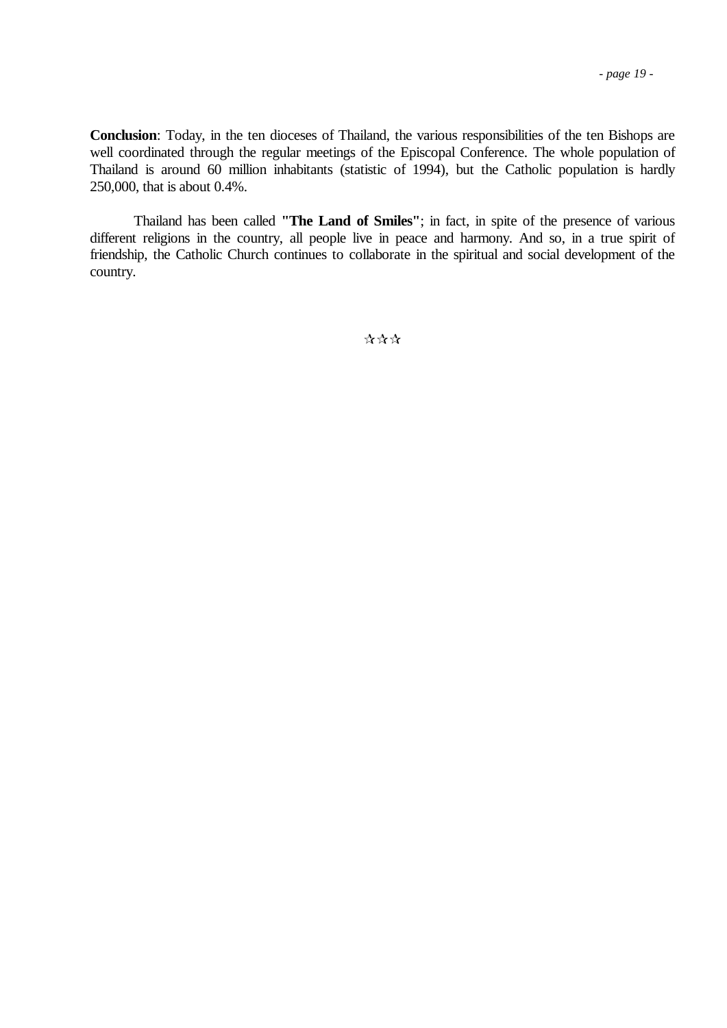**Conclusion**: Today, in the ten dioceses of Thailand, the various responsibilities of the ten Bishops are well coordinated through the regular meetings of the Episcopal Conference. The whole population of Thailand is around 60 million inhabitants (statistic of 1994), but the Catholic population is hardly 250,000, that is about 0.4%.

Thailand has been called **"The Land of Smiles"**; in fact, in spite of the presence of various different religions in the country, all people live in peace and harmony. And so, in a true spirit of friendship, the Catholic Church continues to collaborate in the spiritual and social development of the country.

☆☆☆